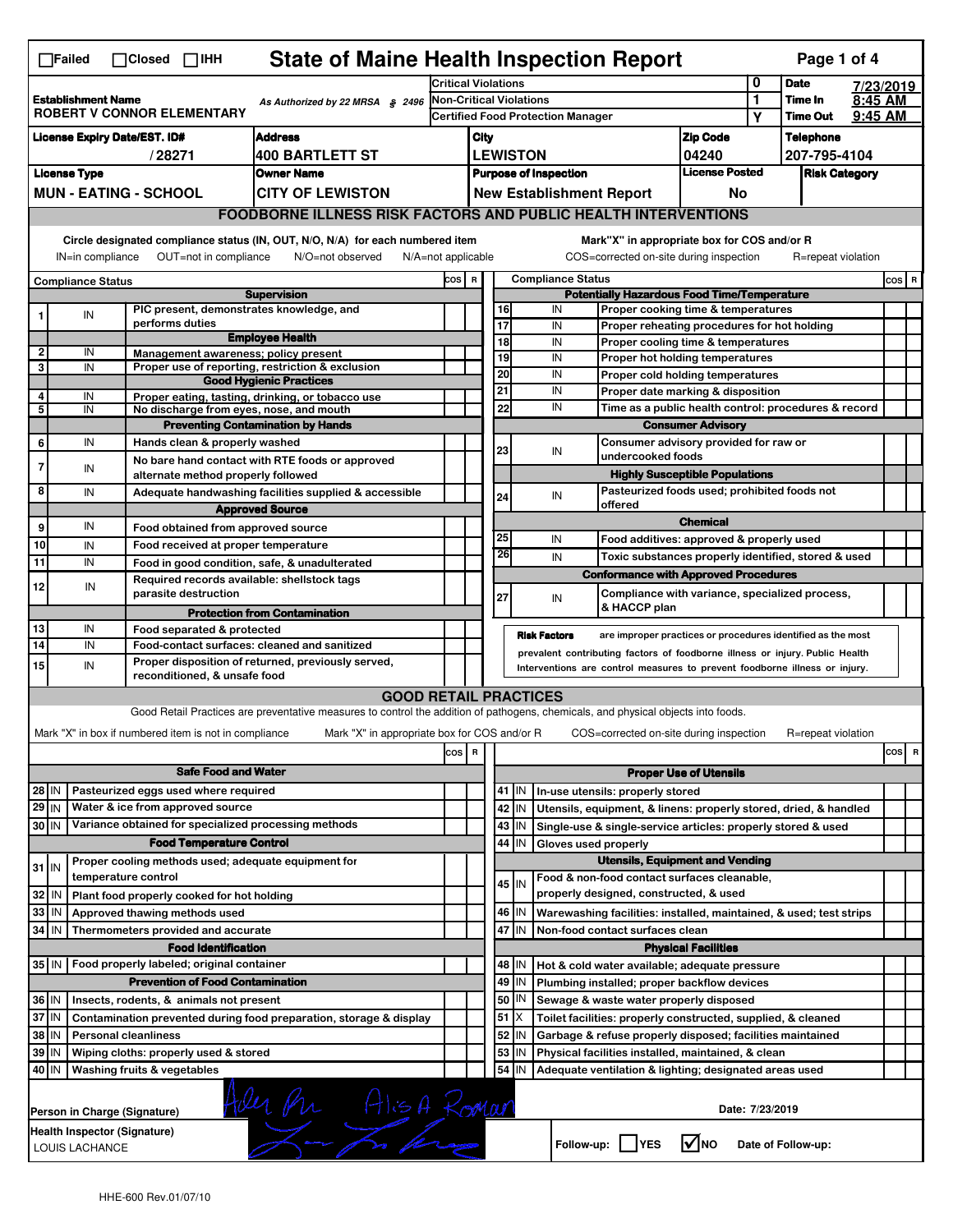☐Failed ☐Closed ☐IHH

# State of Maine Health Inspection Report

| | | | | | |
|---|---|---|---|---|---|
| **Establishment Name** ROBERT V CONNOR ELEMENTARY | As Authorized by 22 MRSA § 2496 | Critical Violations | 0 | Date | 7/23/2019 |
| | | Non-Critical Violations | 1 | Time In | 8:45 AM |
| | | Certified Food Protection Manager | Y | Time Out | 9:45 AM |

| License Expiry Date/EST. ID# | Address | City | Zip Code | Telephone |
|---|---|---|---|---|
| / 28271 | 400 BARTLETT ST | LEWISTON | 04240 | 207-795-4104 |

| License Type | Owner Name | Purpose of Inspection | License Posted | Risk Category |
|---|---|---|---|---|
| MUN - EATING - SCHOOL | CITY OF LEWISTON | New Establishment Report | No | |

## FOODBORNE ILLNESS RISK FACTORS AND PUBLIC HEALTH INTERVENTIONS

Circle designated compliance status (IN, OUT, N/O, N/A) for each numbered item. IN=in compliance OUT=not in compliance N/O=not observed N/A=not applicable

Mark "X" in appropriate box for COS and/or R. COS=corrected on-site during inspection R=repeat violation

| # | Compliance Status | Item | COS | R |
|---|---|---|---|---|
| | | **Supervision** | | |
| 1 | IN | PIC present, demonstrates knowledge, and performs duties | | |
| | | **Employee Health** | | |
| 2 | IN | Management awareness; policy present | | |
| 3 | IN | Proper use of reporting, restriction & exclusion | | |
| | | **Good Hygienic Practices** | | |
| 4 | IN | Proper eating, tasting, drinking, or tobacco use | | |
| 5 | IN | No discharge from eyes, nose, and mouth | | |
| | | **Preventing Contamination by Hands** | | |
| 6 | IN | Hands clean & properly washed | | |
| 7 | IN | No bare hand contact with RTE foods or approved alternate method properly followed | | |
| 8 | IN | Adequate handwashing facilities supplied & accessible | | |
| | | **Approved Source** | | |
| 9 | IN | Food obtained from approved source | | |
| 10 | IN | Food received at proper temperature | | |
| 11 | IN | Food in good condition, safe, & unadulterated | | |
| 12 | IN | Required records available: shellstock tags parasite destruction | | |
| | | **Protection from Contamination** | | |
| 13 | IN | Food separated & protected | | |
| 14 | IN | Food-contact surfaces: cleaned and sanitized | | |
| 15 | IN | Proper disposition of returned, previously served, reconditioned, & unsafe food | | |
| | | **Potentially Hazardous Food Time/Temperature** | | |
| 16 | IN | Proper cooking time & temperatures | | |
| 17 | IN | Proper reheating procedures for hot holding | | |
| 18 | IN | Proper cooling time & temperatures | | |
| 19 | IN | Proper hot holding temperatures | | |
| 20 | IN | Proper cold holding temperatures | | |
| 21 | IN | Proper date marking & disposition | | |
| 22 | IN | Time as a public health control: procedures & record | | |
| | | **Consumer Advisory** | | |
| 23 | IN | Consumer advisory provided for raw or undercooked foods | | |
| | | **Highly Susceptible Populations** | | |
| 24 | IN | Pasteurized foods used; prohibited foods not offered | | |
| | | **Chemical** | | |
| 25 | IN | Food additives: approved & properly used | | |
| 26 | IN | Toxic substances properly identified, stored & used | | |
| | | **Conformance with Approved Procedures** | | |
| 27 | IN | Compliance with variance, specialized process, & HACCP plan | | |

**Risk Factors** are improper practices or procedures identified as the most prevalent contributing factors of foodborne illness or injury. Public Health Interventions are control measures to prevent foodborne illness or injury.

## GOOD RETAIL PRACTICES

Good Retail Practices are preventative measures to control the addition of pathogens, chemicals, and physical objects into foods.

Mark "X" in box if numbered item is not in compliance. Mark "X" in appropriate box for COS and/or R. COS=corrected on-site during inspection R=repeat violation

| # | Status | Item | COS | R |
|---|---|---|---|---|
| | | **Safe Food and Water** | | |
| 28 | IN | Pasteurized eggs used where required | | |
| 29 | IN | Water & ice from approved source | | |
| 30 | IN | Variance obtained for specialized processing methods | | |
| | | **Food Temperature Control** | | |
| 31 | IN | Proper cooling methods used; adequate equipment for temperature control | | |
| 32 | IN | Plant food properly cooked for hot holding | | |
| 33 | IN | Approved thawing methods used | | |
| 34 | IN | Thermometers provided and accurate | | |
| | | **Food Identification** | | |
| 35 | IN | Food properly labeled; original container | | |
| | | **Prevention of Food Contamination** | | |
| 36 | IN | Insects, rodents, & animals not present | | |
| 37 | IN | Contamination prevented during food preparation, storage & display | | |
| 38 | IN | Personal cleanliness | | |
| 39 | IN | Wiping cloths: properly used & stored | | |
| 40 | IN | Washing fruits & vegetables | | |
| | | **Proper Use of Utensils** | | |
| 41 | IN | In-use utensils: properly stored | | |
| 42 | IN | Utensils, equipment, & linens: properly stored, dried, & handled | | |
| 43 | IN | Single-use & single-service articles: properly stored & used | | |
| 44 | IN | Gloves used properly | | |
| | | **Utensils, Equipment and Vending** | | |
| 45 | IN | Food & non-food contact surfaces cleanable, properly designed, constructed, & used | | |
| 46 | IN | Warewashing facilities: installed, maintained, & used; test strips | | |
| 47 | IN | Non-food contact surfaces clean | | |
| | | **Physical Facilities** | | |
| 48 | IN | Hot & cold water available; adequate pressure | | |
| 49 | IN | Plumbing installed; proper backflow devices | | |
| 50 | IN | Sewage & waste water properly disposed | | |
| 51 | X | Toilet facilities: properly constructed, supplied, & cleaned | | |
| 52 | IN | Garbage & refuse properly disposed; facilities maintained | | |
| 53 | IN | Physical facilities installed, maintained, & clean | | |
| 54 | IN | Adequate ventilation & lighting; designated areas used | | |

Person in Charge (Signature): Alis A Roman Date: 7/23/2019

Health Inspector (Signature): LOUIS LACHANCE

Follow-up: ☐ YES ☑ NO Date of Follow-up:

HHE-600 Rev.01/07/10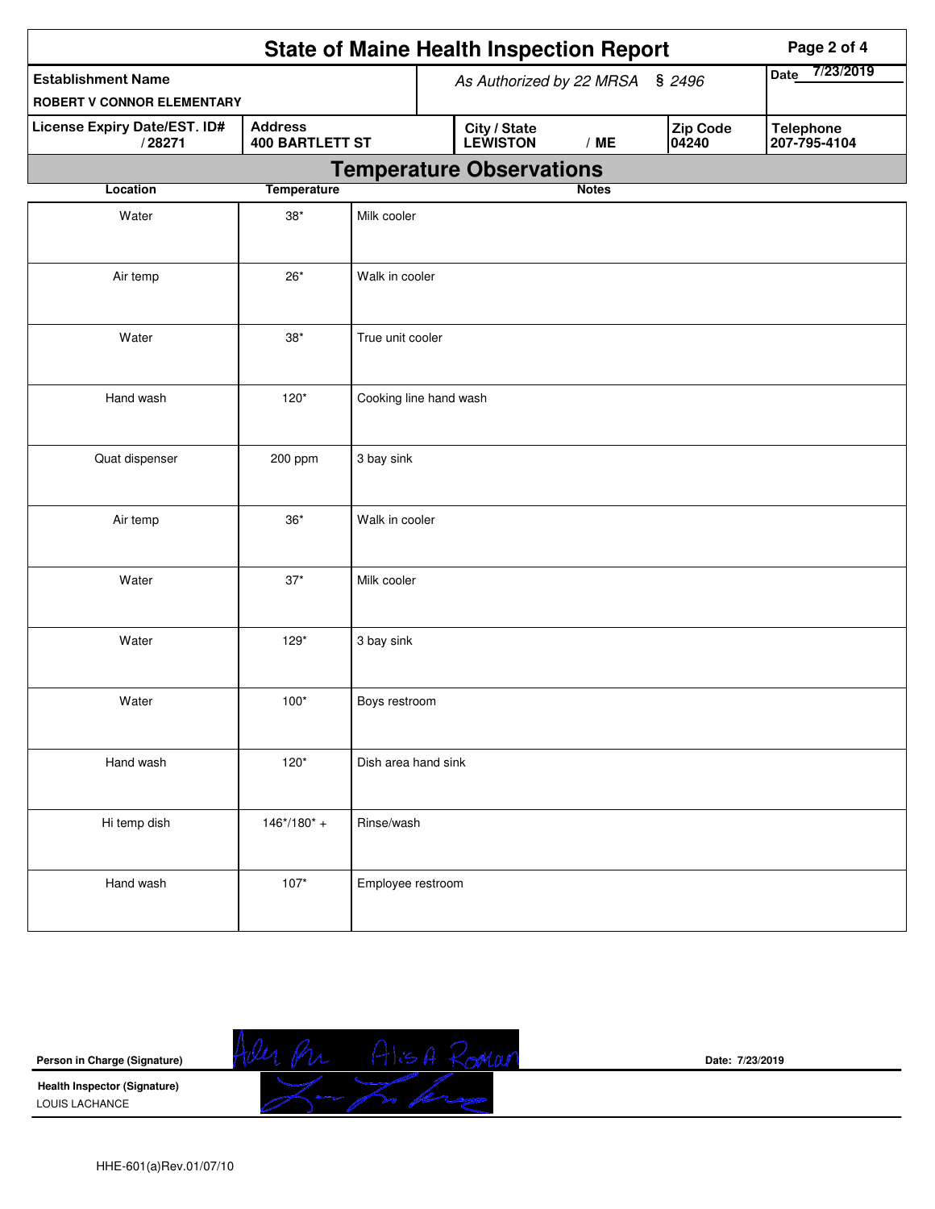# State of Maine Health Inspection Report

| Establishment Name | As Authorized by 22 MRSA § 2496 | Date 7/23/2019 |
|---|---|---|
| ROBERT V CONNOR ELEMENTARY | | |

| License Expiry Date/EST. ID# | Address | City / State | Zip Code | Telephone |
|---|---|---|---|---|
| / 28271 | 400 BARTLETT ST | LEWISTON / ME | 04240 | 207-795-4104 |

## Temperature Observations

| Location | Temperature | Notes |
|---|---|---|
| Water | 38* | Milk cooler |
| Air temp | 26* | Walk in cooler |
| Water | 38* | True unit cooler |
| Hand wash | 120* | Cooking line hand wash |
| Quat dispenser | 200 ppm | 3 bay sink |
| Air temp | 36* | Walk in cooler |
| Water | 37* | Milk cooler |
| Water | 129* | 3 bay sink |
| Water | 100* | Boys restroom |
| Hand wash | 120* | Dish area hand sink |
| Hi temp dish | 146*/180* + | Rinse/wash |
| Hand wash | 107* | Employee restroom |

Person in Charge (Signature) Alisa Roman

Date: 7/23/2019

Health Inspector (Signature)
LOUIS LACHANCE

HHE-601(a)Rev.01/07/10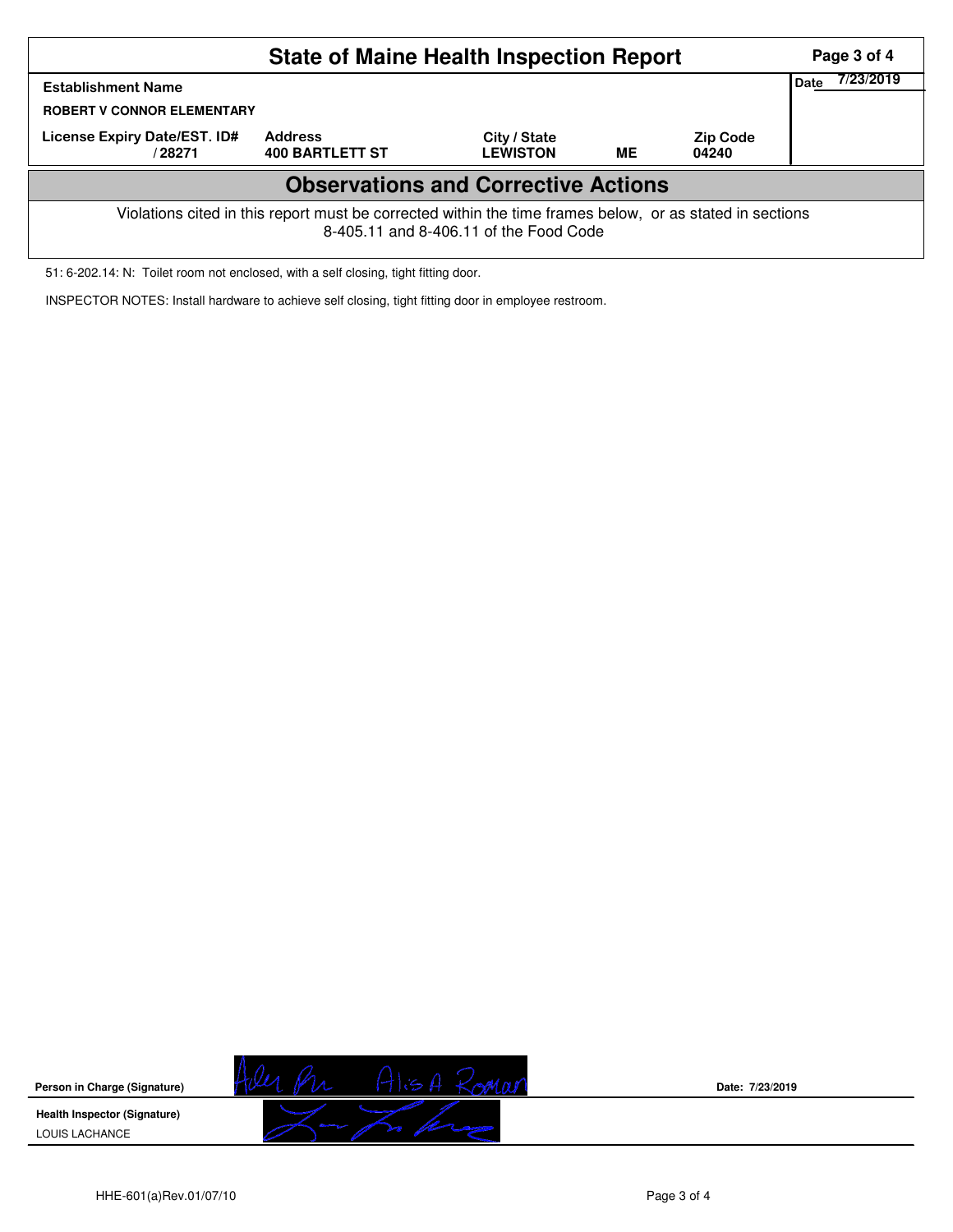# State of Maine Health Inspection Report

| Establishment Name | | | | | Date 7/23/2019 |
|---|---|---|---|---|---|
| ROBERT V CONNOR ELEMENTARY | | | | | |
| License Expiry Date/EST. ID# | Address | City / State | | Zip Code | |
| / 28271 | 400 BARTLETT ST | LEWISTON | ME | 04240 | |

## Observations and Corrective Actions

Violations cited in this report must be corrected within the time frames below, or as stated in sections 8-405.11 and 8-406.11 of the Food Code

51: 6-202.14: N: Toilet room not enclosed, with a self closing, tight fitting door.

INSPECTOR NOTES: Install hardware to achieve self closing, tight fitting door in employee restroom.

**Person in Charge (Signature)** Alisa A Roman  **Date:** 7/23/2019

**Health Inspector (Signature)**
LOUIS LACHANCE

HHE-601(a)Rev.01/07/10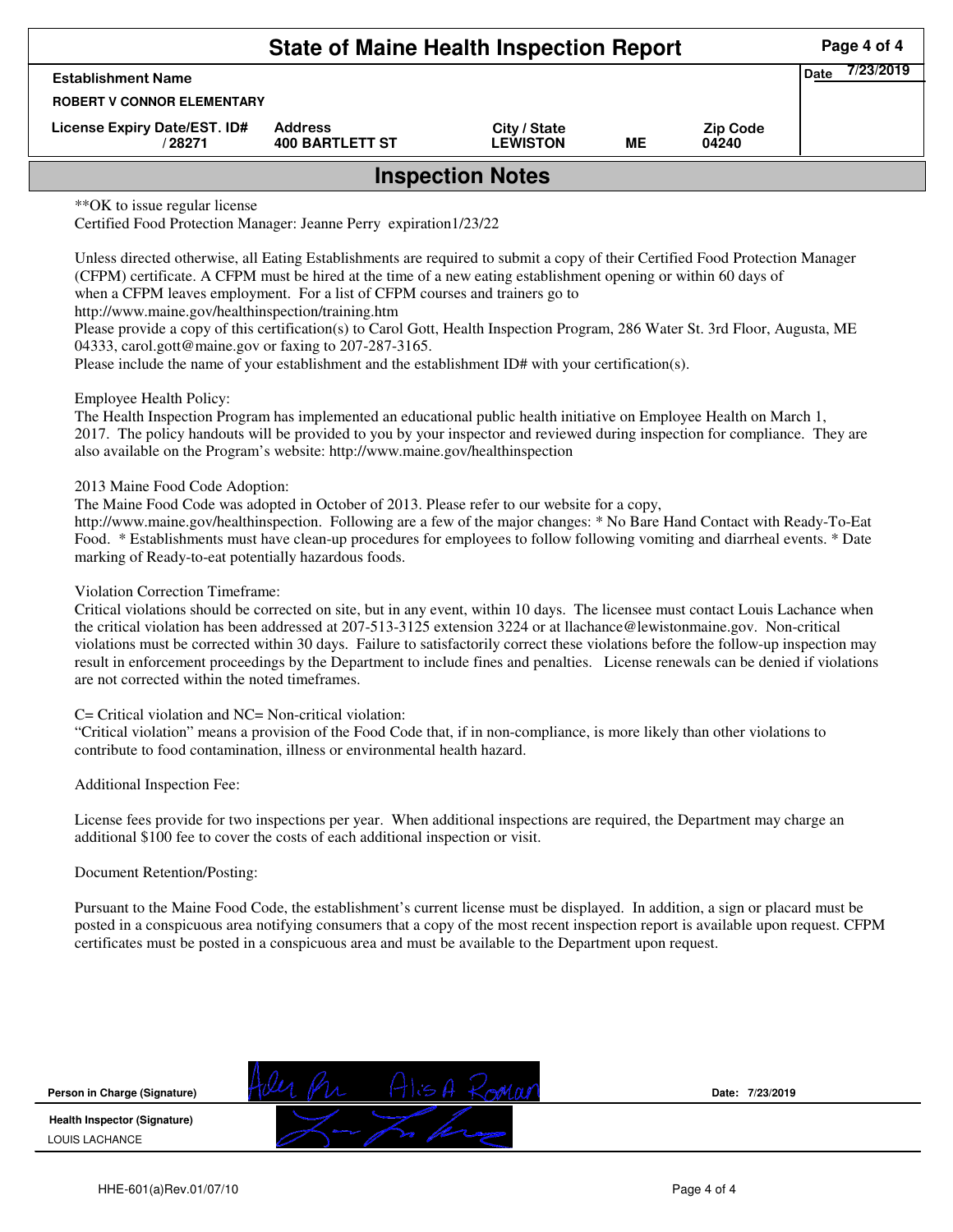# State of Maine Health Inspection Report

| Establishment Name | | | | | Date 7/23/2019 |
|---|---|---|---|---|---|
| ROBERT V CONNOR ELEMENTARY | | | | | |
| License Expiry Date/EST. ID# | Address | City / State | | Zip Code | |
| / 28271 | 400 BARTLETT ST | LEWISTON | ME | 04240 | |

## Inspection Notes

**OK to issue regular license
Certified Food Protection Manager: Jeanne Perry expiration1/23/22

Unless directed otherwise, all Eating Establishments are required to submit a copy of their Certified Food Protection Manager (CFPM) certificate. A CFPM must be hired at the time of a new eating establishment opening or within 60 days of when a CFPM leaves employment. For a list of CFPM courses and trainers go to http://www.maine.gov/healthinspection/training.htm
Please provide a copy of this certification(s) to Carol Gott, Health Inspection Program, 286 Water St. 3rd Floor, Augusta, ME 04333, carol.gott@maine.gov or faxing to 207-287-3165.
Please include the name of your establishment and the establishment ID# with your certification(s).

Employee Health Policy:
The Health Inspection Program has implemented an educational public health initiative on Employee Health on March 1, 2017. The policy handouts will be provided to you by your inspector and reviewed during inspection for compliance. They are also available on the Program's website: http://www.maine.gov/healthinspection

2013 Maine Food Code Adoption:
The Maine Food Code was adopted in October of 2013. Please refer to our website for a copy, http://www.maine.gov/healthinspection. Following are a few of the major changes: * No Bare Hand Contact with Ready-To-Eat Food. * Establishments must have clean-up procedures for employees to follow following vomiting and diarrheal events. * Date marking of Ready-to-eat potentially hazardous foods.

Violation Correction Timeframe:
Critical violations should be corrected on site, but in any event, within 10 days. The licensee must contact Louis Lachance when the critical violation has been addressed at 207-513-3125 extension 3224 or at llachance@lewistonmaine.gov. Non-critical violations must be corrected within 30 days. Failure to satisfactorily correct these violations before the follow-up inspection may result in enforcement proceedings by the Department to include fines and penalties. License renewals can be denied if violations are not corrected within the noted timeframes.

C= Critical violation and NC= Non-critical violation:
"Critical violation" means a provision of the Food Code that, if in non-compliance, is more likely than other violations to contribute to food contamination, illness or environmental health hazard.

Additional Inspection Fee:

License fees provide for two inspections per year. When additional inspections are required, the Department may charge an additional $100 fee to cover the costs of each additional inspection or visit.

Document Retention/Posting:

Pursuant to the Maine Food Code, the establishment's current license must be displayed. In addition, a sign or placard must be posted in a conspicuous area notifying consumers that a copy of the most recent inspection report is available upon request. CFPM certificates must be posted in a conspicuous area and must be available to the Department upon request.

**Person in Charge (Signature)** Alisa Roman  **Date:** 7/23/2019

**Health Inspector (Signature)**
LOUIS LACHANCE

HHE-601(a)Rev.01/07/10